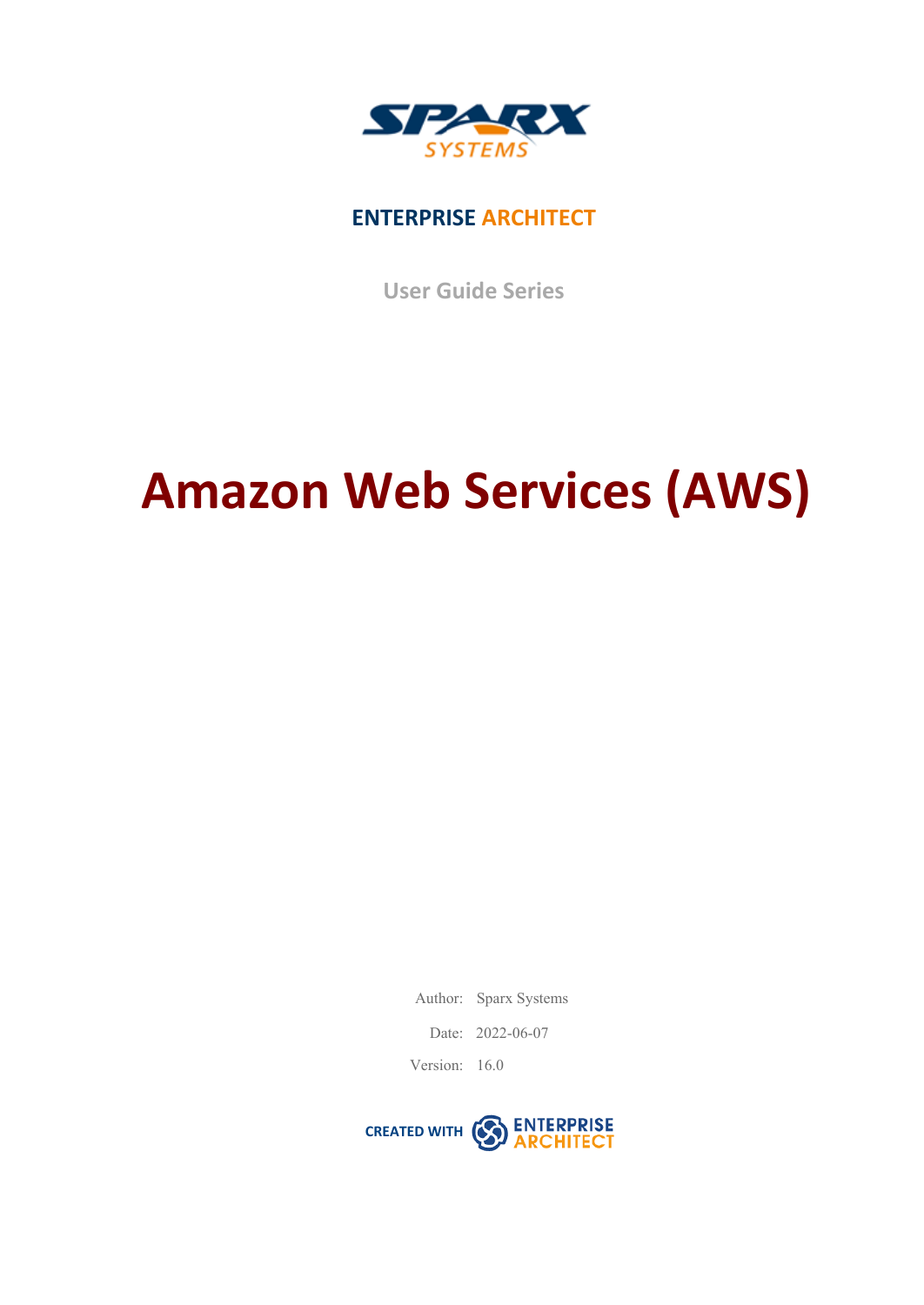SPARX SYSTEMS

**ENTERPRISE ARCHITECT**

User Guide Series

# Amazon Web Services (AWS)

Author: Sparx Systems

Date: 2022-06-07

Version: 16.0

CREATED WITH ENTERPRISE ARCHITECT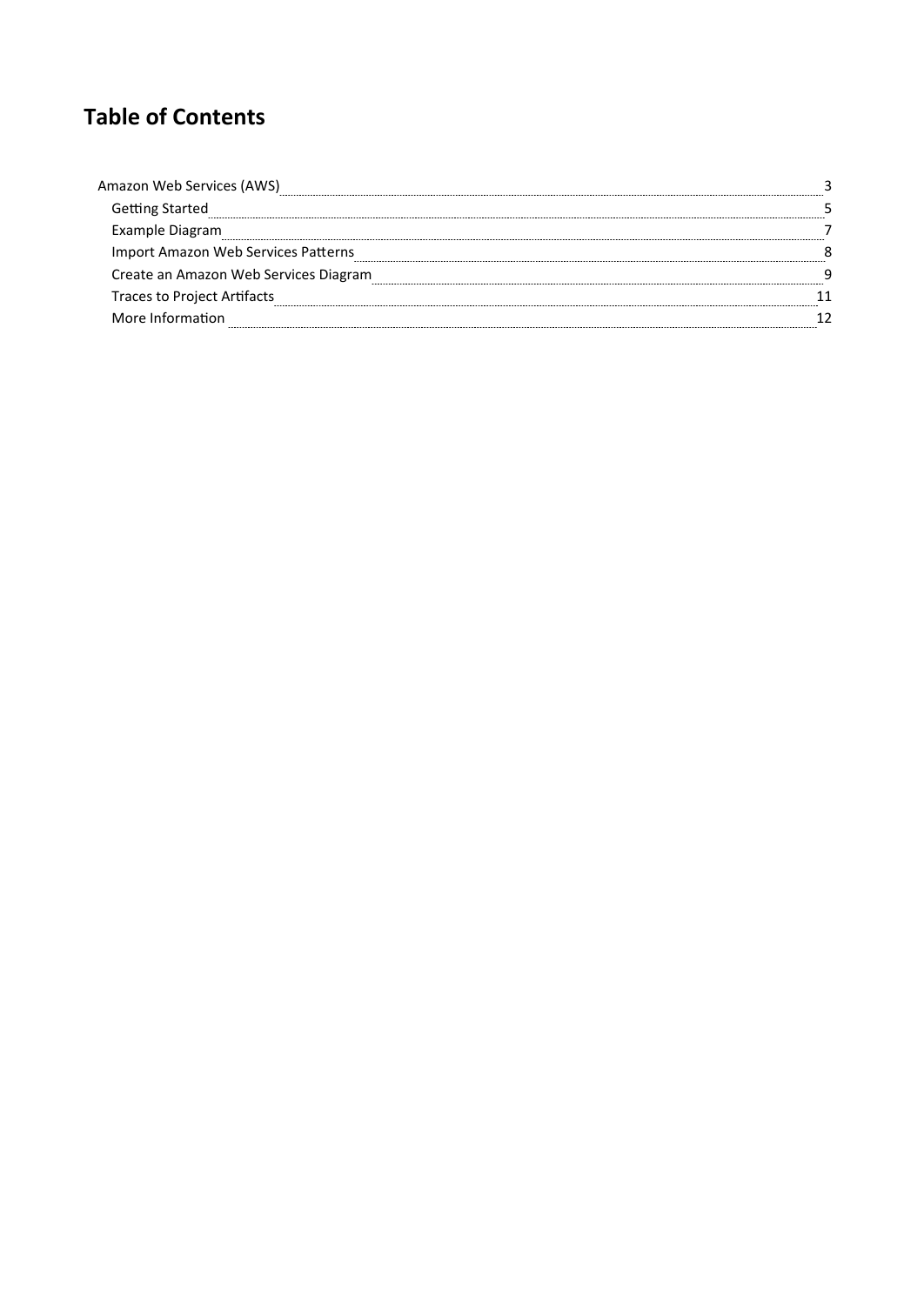# Table of Contents

- Amazon Web Services (AWS) 3
  - Getting Started 5
  - Example Diagram 7
  - Import Amazon Web Services Patterns 8
  - Create an Amazon Web Services Diagram 9
  - Traces to Project Artifacts 11
  - More Information 12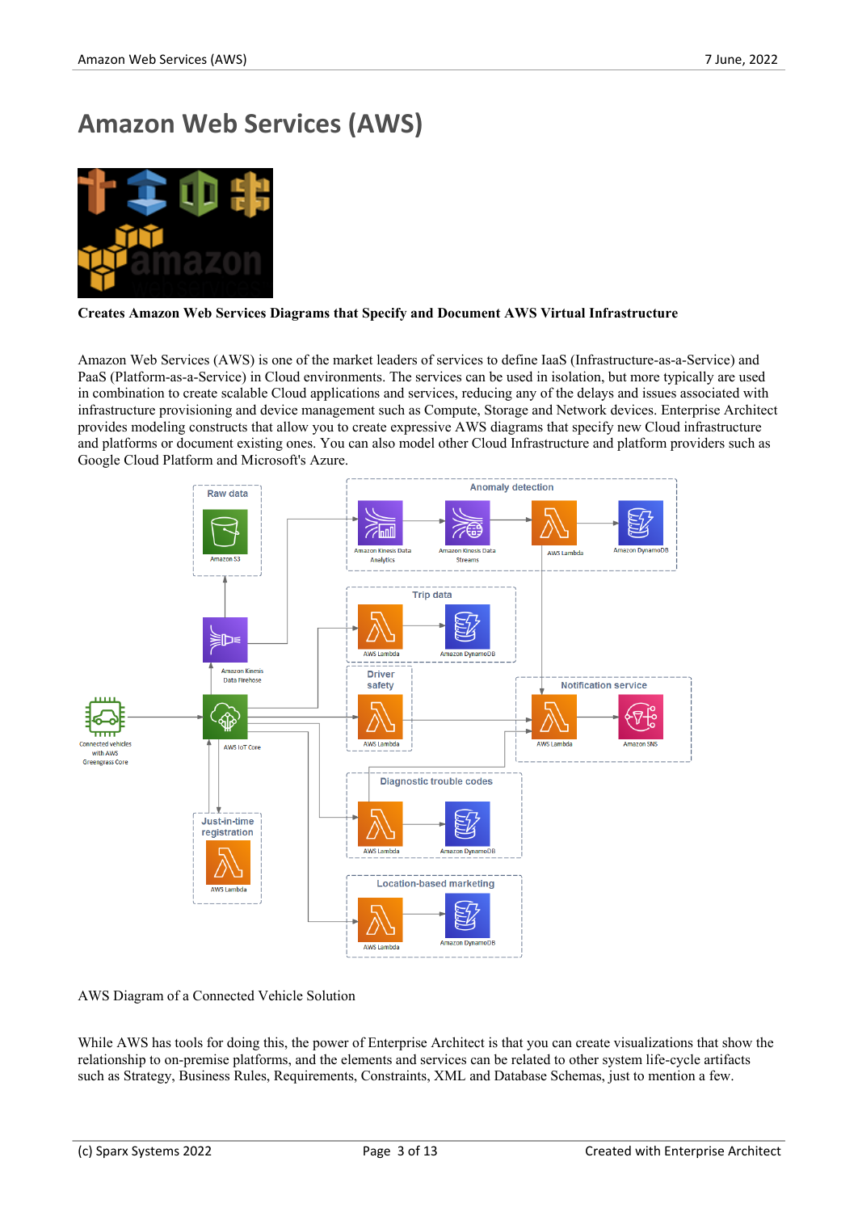# Amazon Web Services (AWS)

**Creates Amazon Web Services Diagrams that Specify and Document AWS Virtual Infrastructure**

Amazon Web Services (AWS) is one of the market leaders of services to define IaaS (Infrastructure-as-a-Service) and PaaS (Platform-as-a-Service) in Cloud environments. The services can be used in isolation, but more typically are used in combination to create scalable Cloud applications and services, reducing any of the delays and issues associated with infrastructure provisioning and device management such as Compute, Storage and Network devices. Enterprise Architect provides modeling constructs that allow you to create expressive AWS diagrams that specify new Cloud infrastructure and platforms or document existing ones. You can also model other Cloud Infrastructure and platform providers such as Google Cloud Platform and Microsoft's Azure.

AWS Diagram of a Connected Vehicle Solution

While AWS has tools for doing this, the power of Enterprise Architect is that you can create visualizations that show the relationship to on-premise platforms, and the elements and services can be related to other system life-cycle artifacts such as Strategy, Business Rules, Requirements, Constraints, XML and Database Schemas, just to mention a few.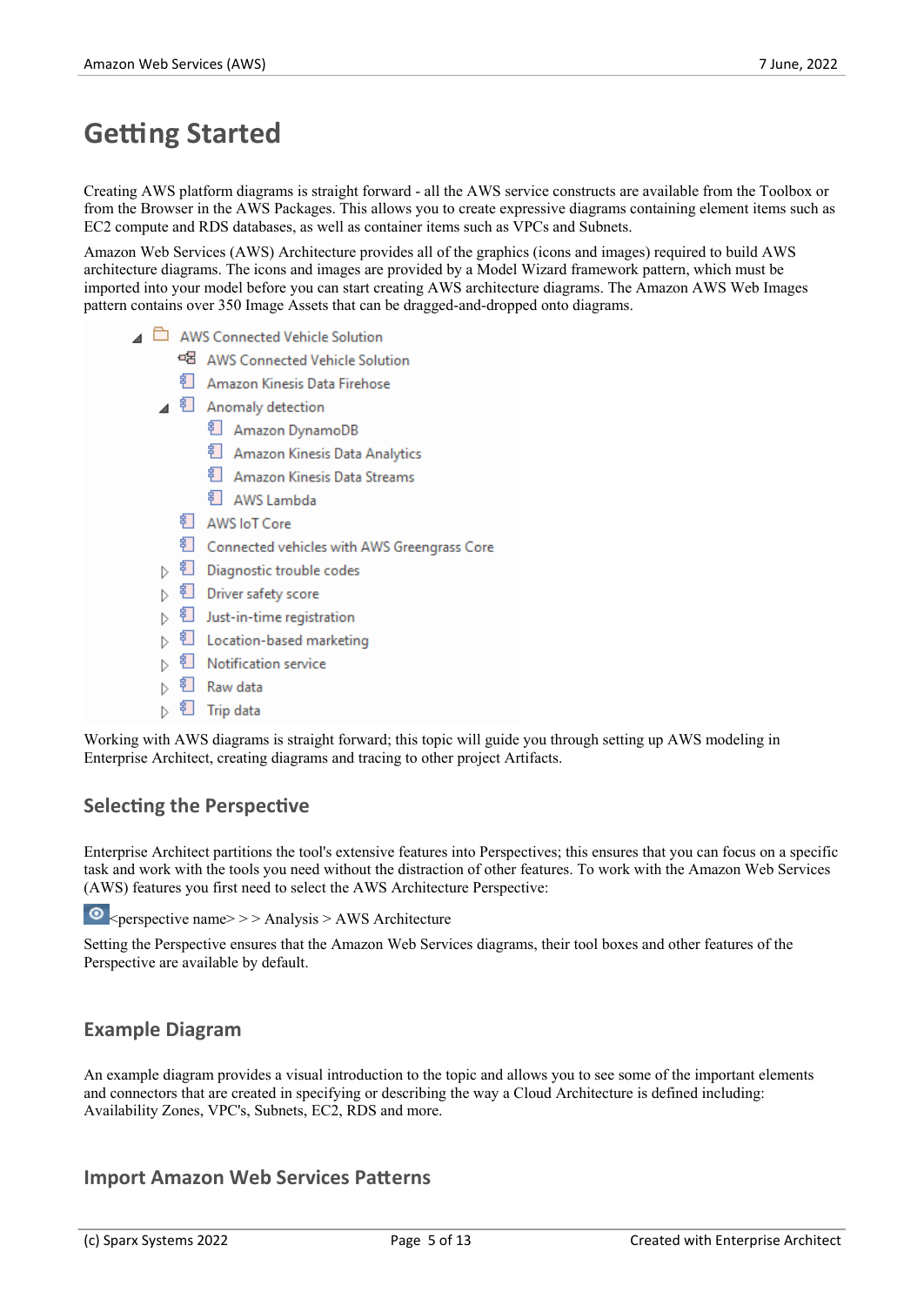# Getting Started

Creating AWS platform diagrams is straight forward - all the AWS service constructs are available from the Toolbox or from the Browser in the AWS Packages. This allows you to create expressive diagrams containing element items such as EC2 compute and RDS databases, as well as container items such as VPCs and Subnets.

Amazon Web Services (AWS) Architecture provides all of the graphics (icons and images) required to build AWS architecture diagrams. The icons and images are provided by a Model Wizard framework pattern, which must be imported into your model before you can start creating AWS architecture diagrams. The Amazon AWS Web Images pattern contains over 350 Image Assets that can be dragged-and-dropped onto diagrams.

- AWS Connected Vehicle Solution
  - AWS Connected Vehicle Solution
  - Amazon Kinesis Data Firehose
  - Anomaly detection
    - Amazon DynamoDB
    - Amazon Kinesis Data Analytics
    - Amazon Kinesis Data Streams
    - AWS Lambda
  - AWS IoT Core
  - Connected vehicles with AWS Greengrass Core
  - Diagnostic trouble codes
  - Driver safety score
  - Just-in-time registration
  - Location-based marketing
  - Notification service
  - Raw data
  - Trip data

Working with AWS diagrams is straight forward; this topic will guide you through setting up AWS modeling in Enterprise Architect, creating diagrams and tracing to other project Artifacts.

## Selecting the Perspective

Enterprise Architect partitions the tool's extensive features into Perspectives; this ensures that you can focus on a specific task and work with the tools you need without the distraction of other features. To work with the Amazon Web Services (AWS) features you first need to select the AWS Architecture Perspective:

<perspective name> > > Analysis > AWS Architecture

Setting the Perspective ensures that the Amazon Web Services diagrams, their tool boxes and other features of the Perspective are available by default.

## Example Diagram

An example diagram provides a visual introduction to the topic and allows you to see some of the important elements and connectors that are created in specifying or describing the way a Cloud Architecture is defined including: Availability Zones, VPC's, Subnets, EC2, RDS and more.

## Import Amazon Web Services Patterns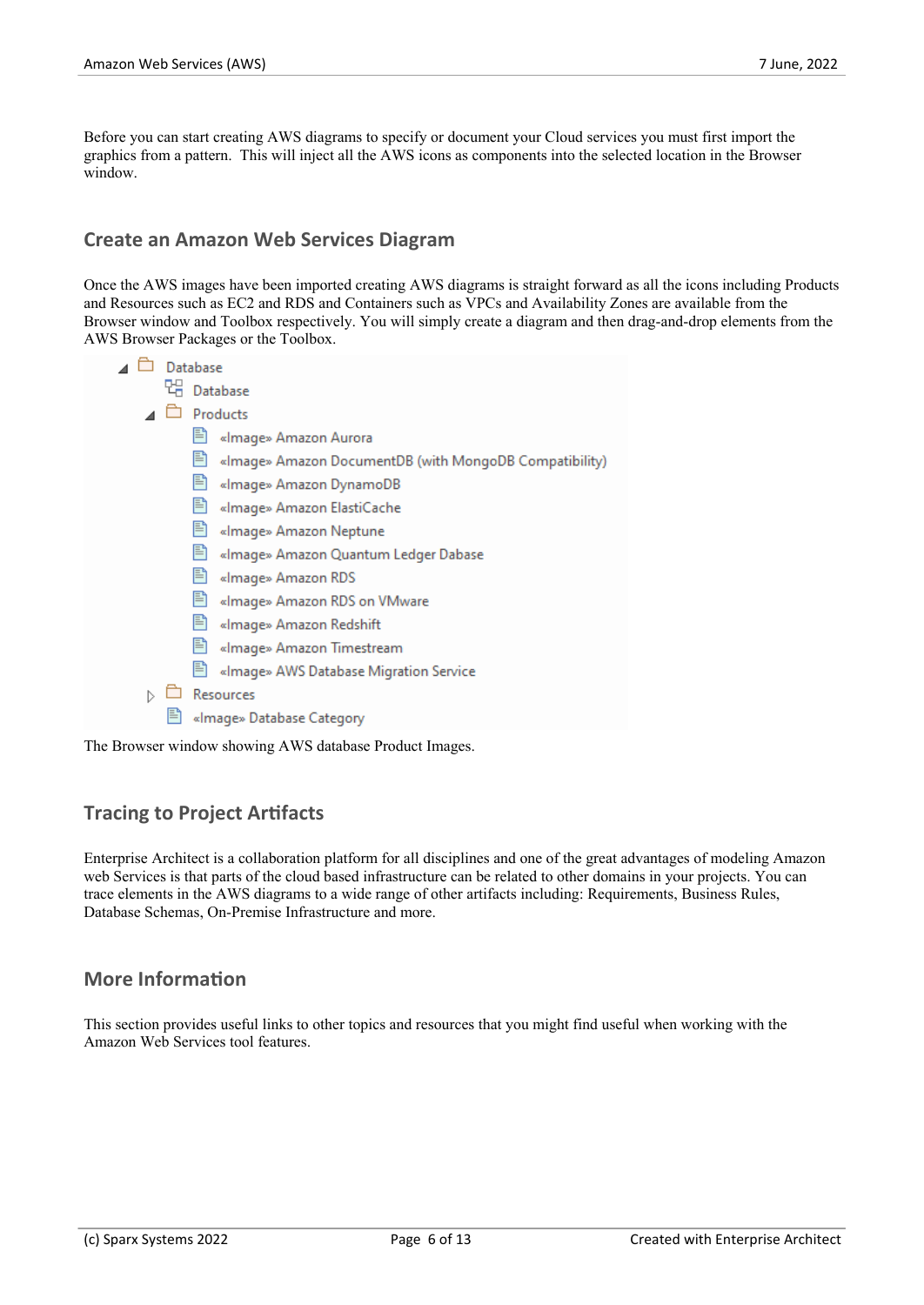Before you can start creating AWS diagrams to specify or document your Cloud services you must first import the graphics from a pattern. This will inject all the AWS icons as components into the selected location in the Browser window.

## Create an Amazon Web Services Diagram

Once the AWS images have been imported creating AWS diagrams is straight forward as all the icons including Products and Resources such as EC2 and RDS and Containers such as VPCs and Availability Zones are available from the Browser window and Toolbox respectively. You will simply create a diagram and then drag-and-drop elements from the AWS Browser Packages or the Toolbox.

- Database
  - Database
  - Products
    - «Image» Amazon Aurora
    - «Image» Amazon DocumentDB (with MongoDB Compatibility)
    - «Image» Amazon DynamoDB
    - «Image» Amazon ElastiCache
    - «Image» Amazon Neptune
    - «Image» Amazon Quantum Ledger Dabase
    - «Image» Amazon RDS
    - «Image» Amazon RDS on VMware
    - «Image» Amazon Redshift
    - «Image» Amazon Timestream
    - «Image» AWS Database Migration Service
  - Resources
  - «Image» Database Category

The Browser window showing AWS database Product Images.

## Tracing to Project Artifacts

Enterprise Architect is a collaboration platform for all disciplines and one of the great advantages of modeling Amazon web Services is that parts of the cloud based infrastructure can be related to other domains in your projects. You can trace elements in the AWS diagrams to a wide range of other artifacts including: Requirements, Business Rules, Database Schemas, On-Premise Infrastructure and more.

## More Information

This section provides useful links to other topics and resources that you might find useful when working with the Amazon Web Services tool features.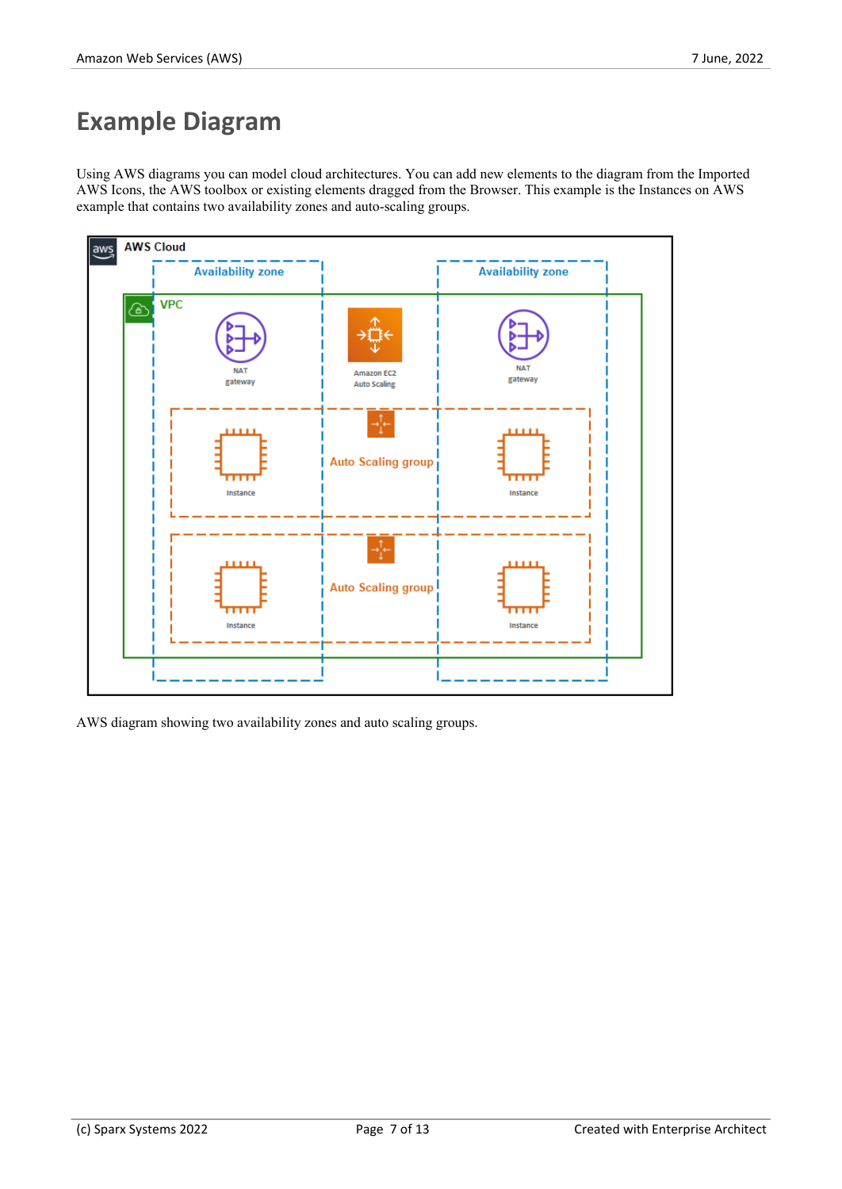# Example Diagram

Using AWS diagrams you can model cloud architectures. You can add new elements to the diagram from the Imported AWS Icons, the AWS toolbox or existing elements dragged from the Browser. This example is the Instances on AWS example that contains two availability zones and auto-scaling groups.

AWS diagram showing two availability zones and auto scaling groups.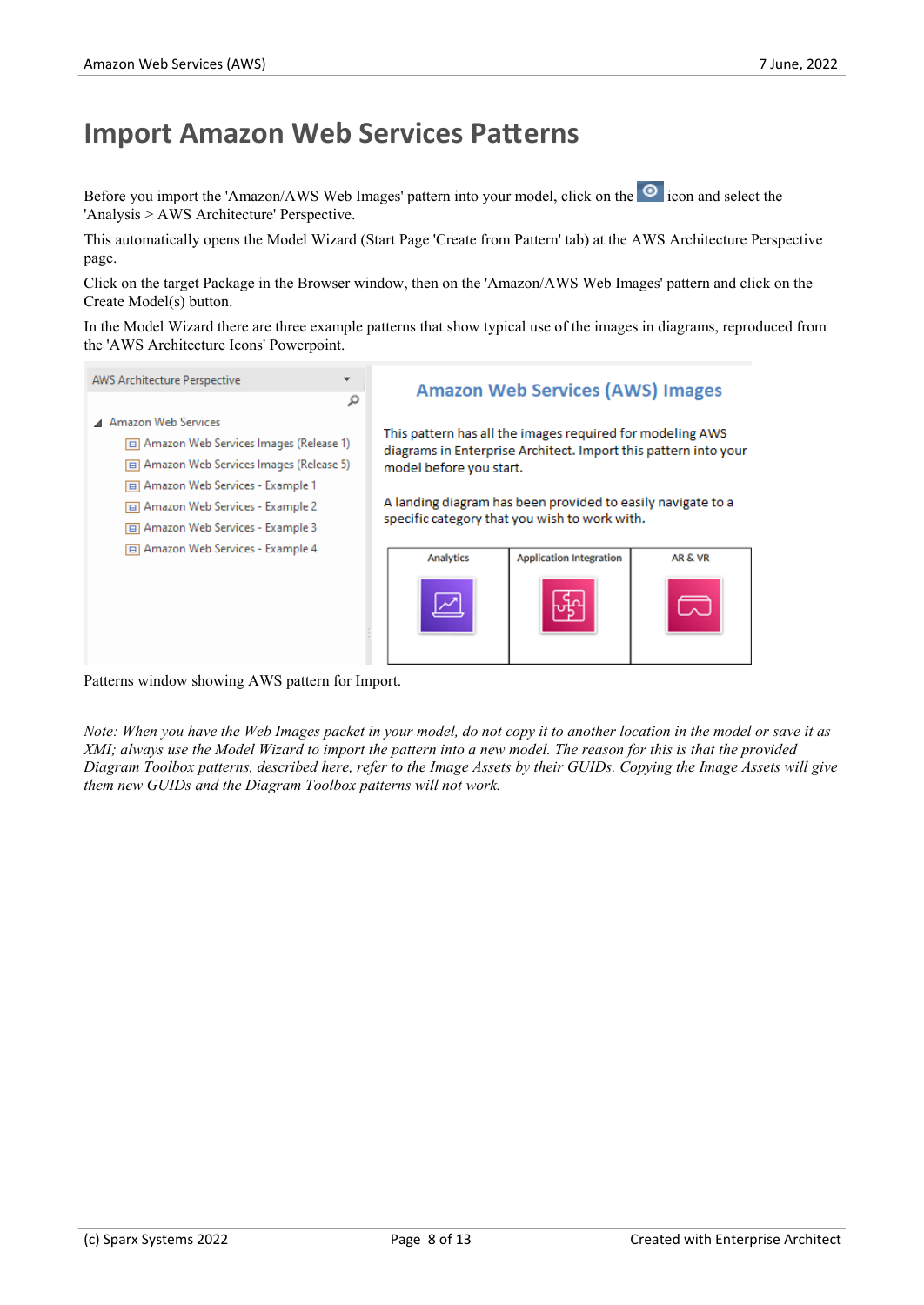# Import Amazon Web Services Patterns

Before you import the 'Amazon/AWS Web Images' pattern into your model, click on the icon and select the 'Analysis > AWS Architecture' Perspective.

This automatically opens the Model Wizard (Start Page 'Create from Pattern' tab) at the AWS Architecture Perspective page.

Click on the target Package in the Browser window, then on the 'Amazon/AWS Web Images' pattern and click on the Create Model(s) button.

In the Model Wizard there are three example patterns that show typical use of the images in diagrams, reproduced from the 'AWS Architecture Icons' Powerpoint.

Patterns window showing AWS pattern for Import.

*Note: When you have the Web Images packet in your model, do not copy it to another location in the model or save it as XMI; always use the Model Wizard to import the pattern into a new model. The reason for this is that the provided Diagram Toolbox patterns, described here, refer to the Image Assets by their GUIDs. Copying the Image Assets will give them new GUIDs and the Diagram Toolbox patterns will not work.*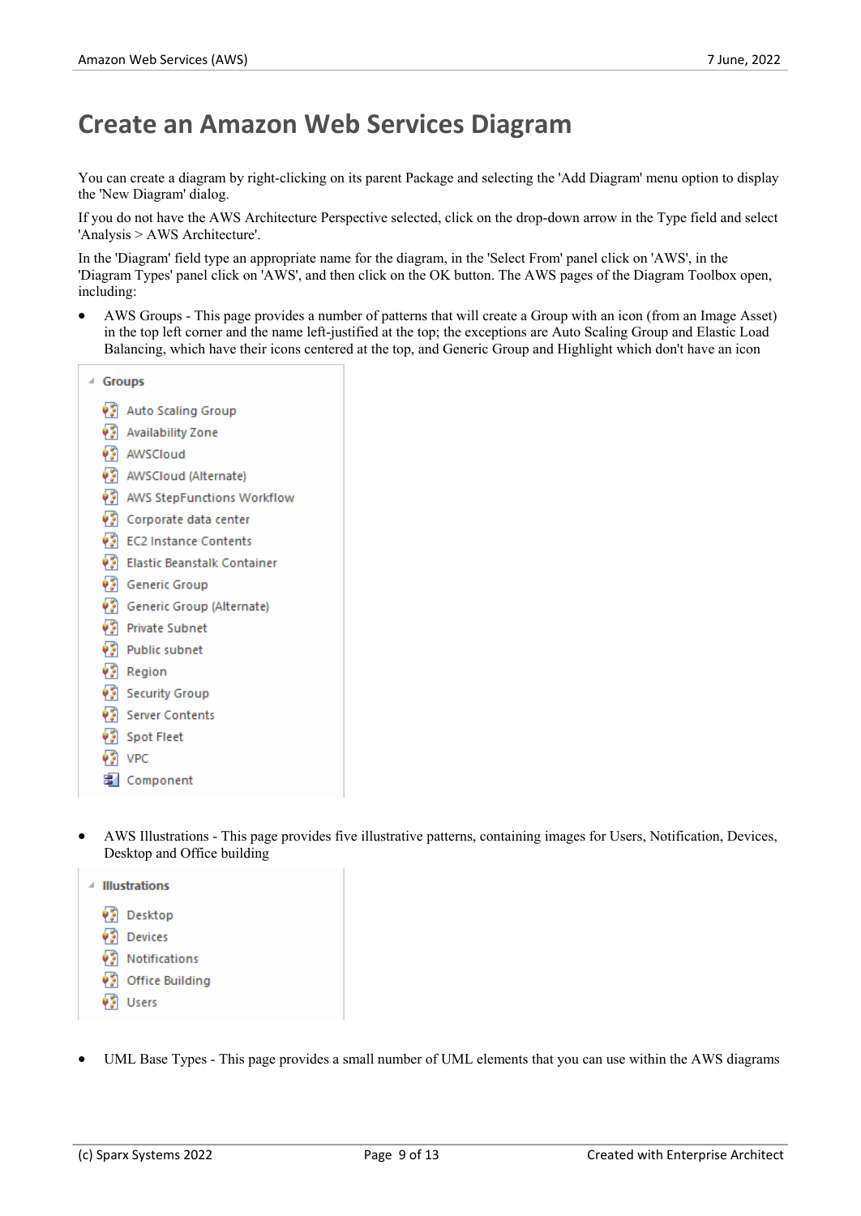# Create an Amazon Web Services Diagram

You can create a diagram by right-clicking on its parent Package and selecting the 'Add Diagram' menu option to display the 'New Diagram' dialog.

If you do not have the AWS Architecture Perspective selected, click on the drop-down arrow in the Type field and select 'Analysis > AWS Architecture'.

In the 'Diagram' field type an appropriate name for the diagram, in the 'Select From' panel click on 'AWS', in the 'Diagram Types' panel click on 'AWS', and then click on the OK button. The AWS pages of the Diagram Toolbox open, including:

- AWS Groups - This page provides a number of patterns that will create a Group with an icon (from an Image Asset) in the top left corner and the name left-justified at the top; the exceptions are Auto Scaling Group and Elastic Load Balancing, which have their icons centered at the top, and Generic Group and Highlight which don't have an icon

  **Groups**
  - Auto Scaling Group
  - Availability Zone
  - AWSCloud
  - AWSCloud (Alternate)
  - AWS StepFunctions Workflow
  - Corporate data center
  - EC2 Instance Contents
  - Elastic Beanstalk Container
  - Generic Group
  - Generic Group (Alternate)
  - Private Subnet
  - Public subnet
  - Region
  - Security Group
  - Server Contents
  - Spot Fleet
  - VPC
  - Component

- AWS Illustrations - This page provides five illustrative patterns, containing images for Users, Notification, Devices, Desktop and Office building

  **Illustrations**
  - Desktop
  - Devices
  - Notifications
  - Office Building
  - Users

- UML Base Types - This page provides a small number of UML elements that you can use within the AWS diagrams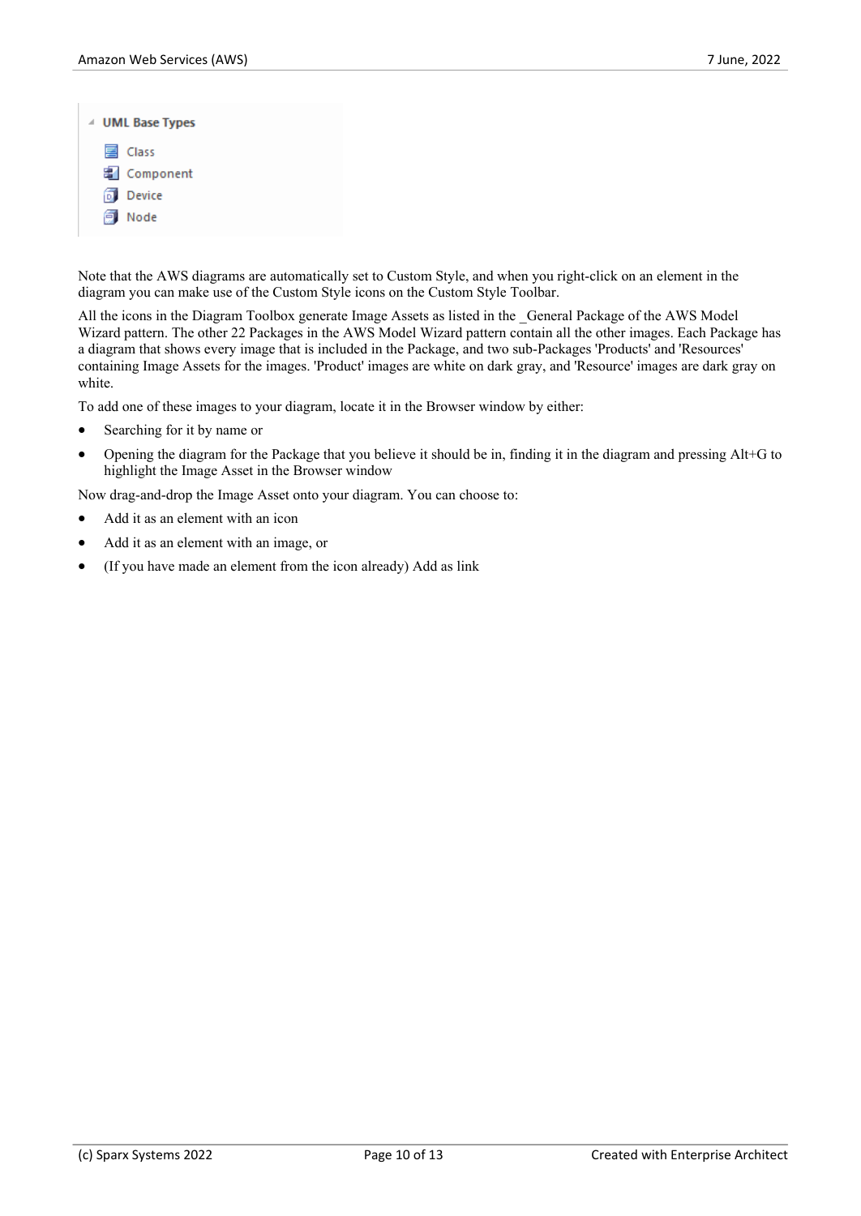- UML Base Types
  - Class
  - Component
  - Device
  - Node

Note that the AWS diagrams are automatically set to Custom Style, and when you right-click on an element in the diagram you can make use of the Custom Style icons on the Custom Style Toolbar.

All the icons in the Diagram Toolbox generate Image Assets as listed in the _General Package of the AWS Model Wizard pattern. The other 22 Packages in the AWS Model Wizard pattern contain all the other images. Each Package has a diagram that shows every image that is included in the Package, and two sub-Packages 'Products' and 'Resources' containing Image Assets for the images. 'Product' images are white on dark gray, and 'Resource' images are dark gray on white.

To add one of these images to your diagram, locate it in the Browser window by either:

- Searching for it by name or
- Opening the diagram for the Package that you believe it should be in, finding it in the diagram and pressing Alt+G to highlight the Image Asset in the Browser window

Now drag-and-drop the Image Asset onto your diagram. You can choose to:

- Add it as an element with an icon
- Add it as an element with an image, or
- (If you have made an element from the icon already) Add as link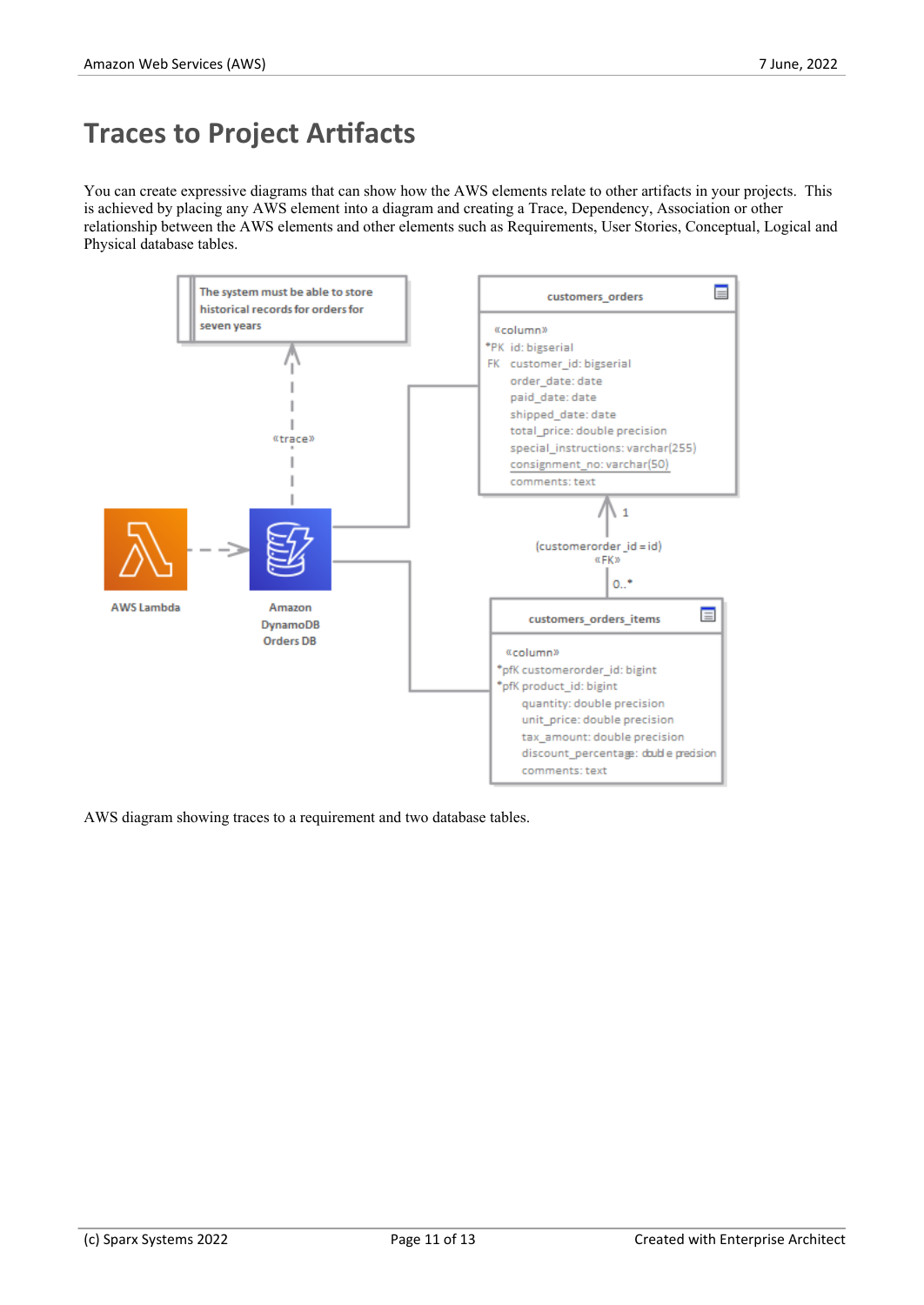# Traces to Project Artifacts

You can create expressive diagrams that can show how the AWS elements relate to other artifacts in your projects. This is achieved by placing any AWS element into a diagram and creating a Trace, Dependency, Association or other relationship between the AWS elements and other elements such as Requirements, User Stories, Conceptual, Logical and Physical database tables.

AWS diagram showing traces to a requirement and two database tables.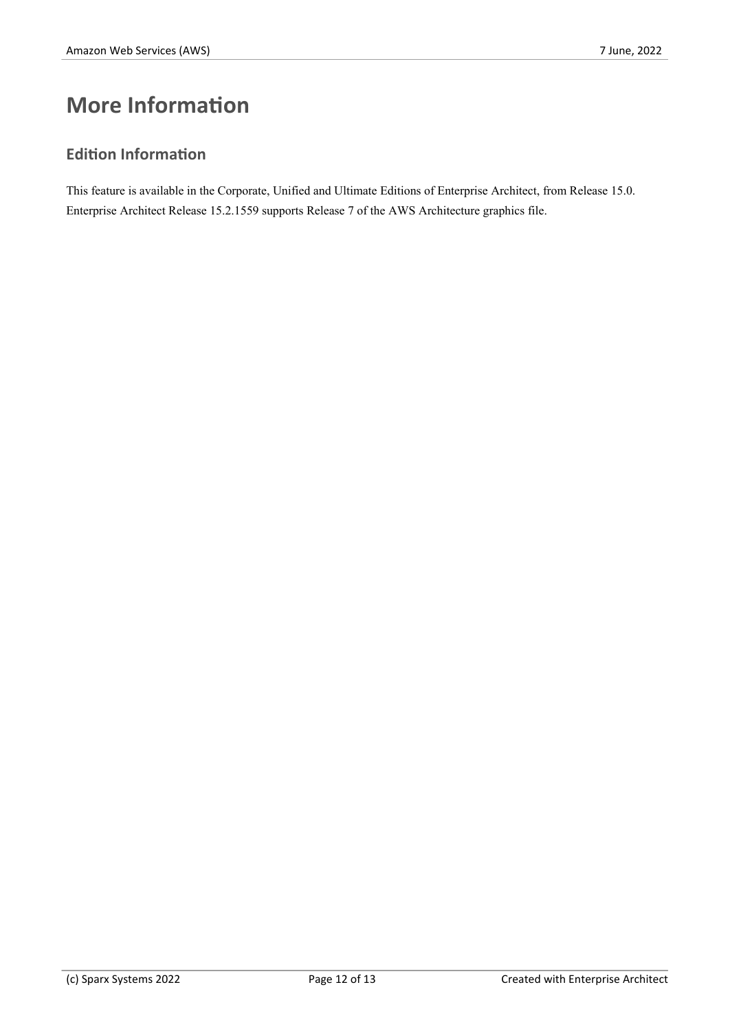# More Information

## Edition Information

This feature is available in the Corporate, Unified and Ultimate Editions of Enterprise Architect, from Release 15.0. Enterprise Architect Release 15.2.1559 supports Release 7 of the AWS Architecture graphics file.